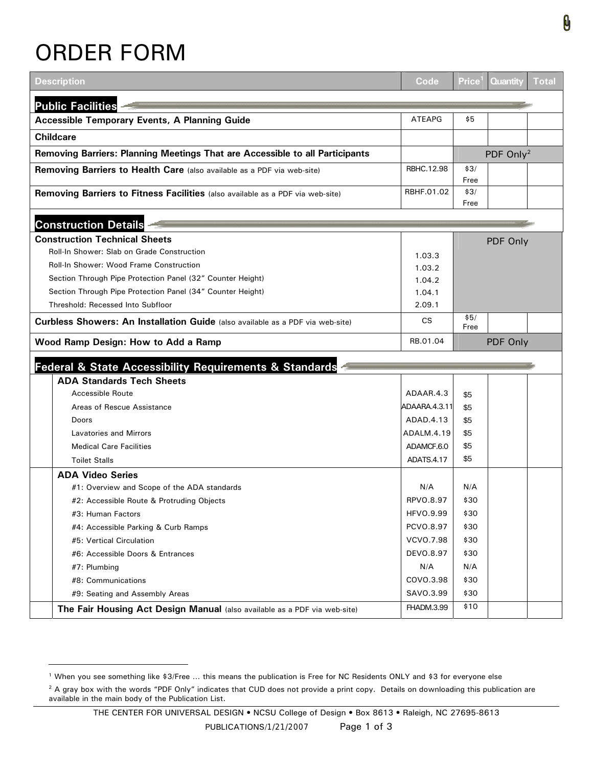# ORDER FORM

| Description | Code | Price[1] | Quantity | Total |
|---|---|---|---|---|
| **Public Facilities** | | | | |
| **Accessible Temporary Events, A Planning Guide** | ATEAPG | $5 | | |
| **Childcare** | | | | |
| **Removing Barriers: Planning Meetings That are Accessible to all Participants** | | PDF Only[2] | | |
| **Removing Barriers to Health Care** (also available as a PDF via web-site) | RBHC.12.98 | $3/ Free | | |
| **Removing Barriers to Fitness Facilities** (also available as a PDF via web-site) | RBHF.01.02 | $3/ Free | | |
| **Construction Details** | | | | |
| **Construction Technical Sheets** | | PDF Only | | |
| Roll-In Shower: Slab on Grade Construction | 1.03.3 | | | |
| Roll-In Shower: Wood Frame Construction | 1.03.2 | | | |
| Section Through Pipe Protection Panel (32" Counter Height) | 1.04.2 | | | |
| Section Through Pipe Protection Panel (34" Counter Height) | 1.04.1 | | | |
| Threshold: Recessed Into Subfloor | 2.09.1 | | | |
| **Curbless Showers: An Installation Guide** (also available as a PDF via web-site) | CS | $5/ Free | | |
| **Wood Ramp Design: How to Add a Ramp** | RB.01.04 | PDF Only | | |
| **Federal & State Accessibility Requirements & Standards** | | | | |
| **ADA Standards Tech Sheets** | | | | |
| Accessible Route | ADAAR.4.3 | $5 | | |
| Areas of Rescue Assistance | ADAARA.4.3.11 | $5 | | |
| Doors | ADAD.4.13 | $5 | | |
| Lavatories and Mirrors | ADALM.4.19 | $5 | | |
| Medical Care Facilities | ADAMCF.6.0 | $5 | | |
| Toilet Stalls | ADATS.4.17 | $5 | | |
| **ADA Video Series** | | | | |
| #1: Overview and Scope of the ADA standards | N/A | N/A | | |
| #2: Accessible Route & Protruding Objects | RPVO.8.97 | $30 | | |
| #3: Human Factors | HFVO.9.99 | $30 | | |
| #4: Accessible Parking & Curb Ramps | PCVO.8.97 | $30 | | |
| #5: Vertical Circulation | VCVO.7.98 | $30 | | |
| #6: Accessible Doors & Entrances | DEVO.8.97 | $30 | | |
| #7: Plumbing | N/A | N/A | | |
| #8: Communications | COVO.3.98 | $30 | | |
| #9: Seating and Assembly Areas | SAVO.3.99 | $30 | | |
| **The Fair Housing Act Design Manual** (also available as a PDF via web-site) | FHADM.3.99 | $10 | | |

[1] When you see something like $3/Free … this means the publication is Free for NC Residents ONLY and $3 for everyone else

[2] A gray box with the words "PDF Only" indicates that CUD does not provide a print copy. Details on downloading this publication are available in the main body of the Publication List.

THE CENTER FOR UNIVERSAL DESIGN • NCSU College of Design • Box 8613 • Raleigh, NC 27695-8613

PUBLICATIONS/1/21/2007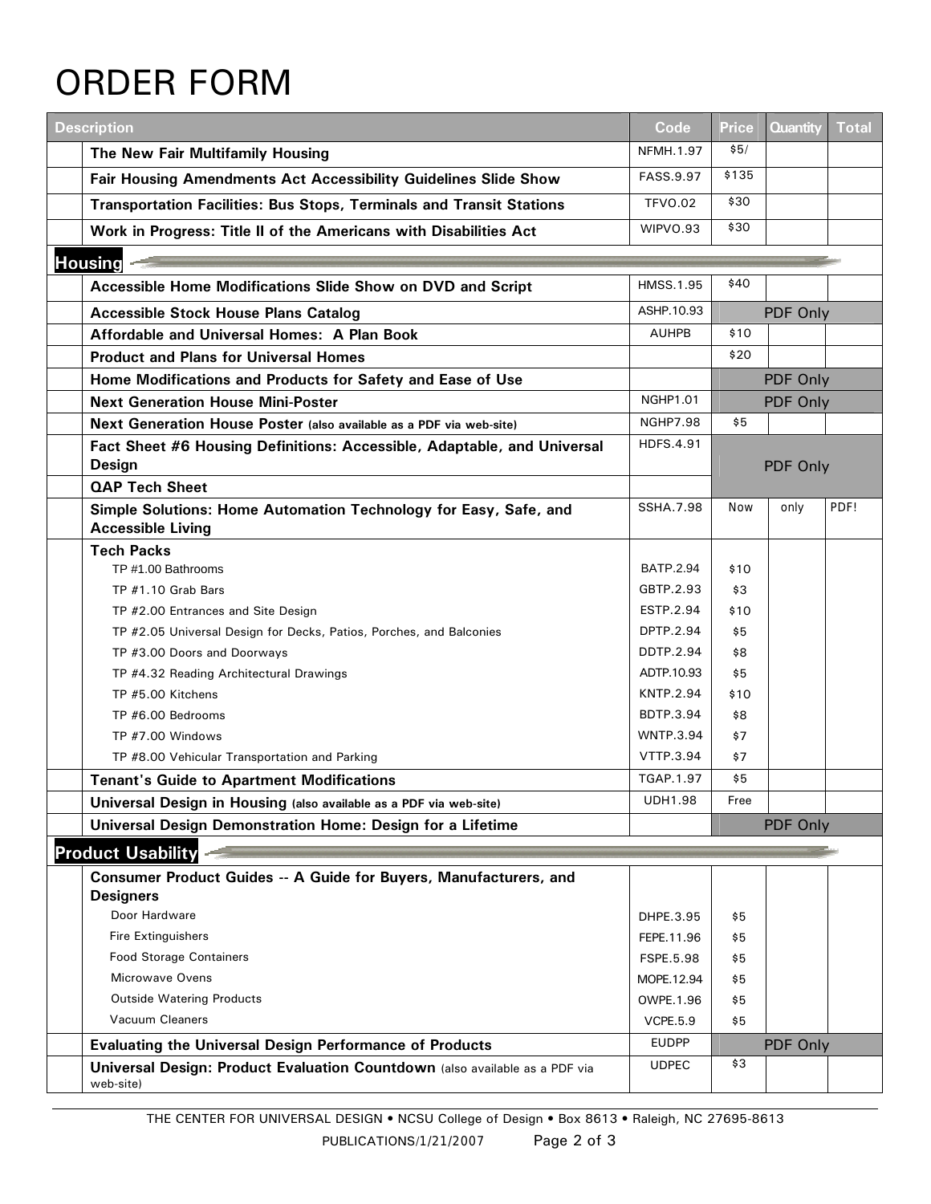# ORDER FORM

| | Description | Code | Price | Quantity | Total |
|---|---|---|---|---|---|
| | **The New Fair Multifamily Housing** | NFMH.1.97 | $5/ | | |
| | **Fair Housing Amendments Act Accessibility Guidelines Slide Show** | FASS.9.97 | $135 | | |
| | **Transportation Facilities: Bus Stops, Terminals and Transit Stations** | TFVO.02 | $30 | | |
| | **Work in Progress: Title II of the Americans with Disabilities Act** | WIPVO.93 | $30 | | |
| **Housing** | | | | | |
| | **Accessible Home Modifications Slide Show on DVD and Script** | HMSS.1.95 | $40 | | |
| | **Accessible Stock House Plans Catalog** | ASHP.10.93 | PDF Only | | |
| | **Affordable and Universal Homes: A Plan Book** | AUHPB | $10 | | |
| | **Product and Plans for Universal Homes** | | $20 | | |
| | **Home Modifications and Products for Safety and Ease of Use** | | PDF Only | | |
| | **Next Generation House Mini-Poster** | NGHP1.01 | PDF Only | | |
| | **Next Generation House Poster** (also available as a PDF via web-site) | NGHP7.98 | $5 | | |
| | **Fact Sheet #6 Housing Definitions: Accessible, Adaptable, and Universal Design** | HDFS.4.91 | PDF Only | | |
| | **QAP Tech Sheet** | | PDF Only | | |
| | **Simple Solutions: Home Automation Technology for Easy, Safe, and Accessible Living** | SSHA.7.98 | Now | only | PDF! |
| | **Tech Packs** | | | | |
| | TP #1.00 Bathrooms | BATP.2.94 | $10 | | |
| | TP #1.10 Grab Bars | GBTP.2.93 | $3 | | |
| | TP #2.00 Entrances and Site Design | ESTP.2.94 | $10 | | |
| | TP #2.05 Universal Design for Decks, Patios, Porches, and Balconies | DPTP.2.94 | $5 | | |
| | TP #3.00 Doors and Doorways | DDTP.2.94 | $8 | | |
| | TP #4.32 Reading Architectural Drawings | ADTP.10.93 | $5 | | |
| | TP #5.00 Kitchens | KNTP.2.94 | $10 | | |
| | TP #6.00 Bedrooms | BDTP.3.94 | $8 | | |
| | TP #7.00 Windows | WNTP.3.94 | $7 | | |
| | TP #8.00 Vehicular Transportation and Parking | VTTP.3.94 | $7 | | |
| | **Tenant's Guide to Apartment Modifications** | TGAP.1.97 | $5 | | |
| | **Universal Design in Housing** (also available as a PDF via web-site) | UDH1.98 | Free | | |
| | **Universal Design Demonstration Home: Design for a Lifetime** | | PDF Only | | |
| **Product Usability** | | | | | |
| | **Consumer Product Guides -- A Guide for Buyers, Manufacturers, and Designers** | | | | |
| | Door Hardware | DHPE.3.95 | $5 | | |
| | Fire Extinguishers | FEPE.11.96 | $5 | | |
| | Food Storage Containers | FSPE.5.98 | $5 | | |
| | Microwave Ovens | MOPE.12.94 | $5 | | |
| | Outside Watering Products | OWPE.1.96 | $5 | | |
| | Vacuum Cleaners | VCPE.5.9 | $5 | | |
| | **Evaluating the Universal Design Performance of Products** | EUDPP | PDF Only | | |
| | **Universal Design: Product Evaluation Countdown** (also available as a PDF via web-site) | UDPEC | $3 | | |

THE CENTER FOR UNIVERSAL DESIGN • NCSU College of Design • Box 8613 • Raleigh, NC 27695-8613

PUBLICATIONS/1/21/2007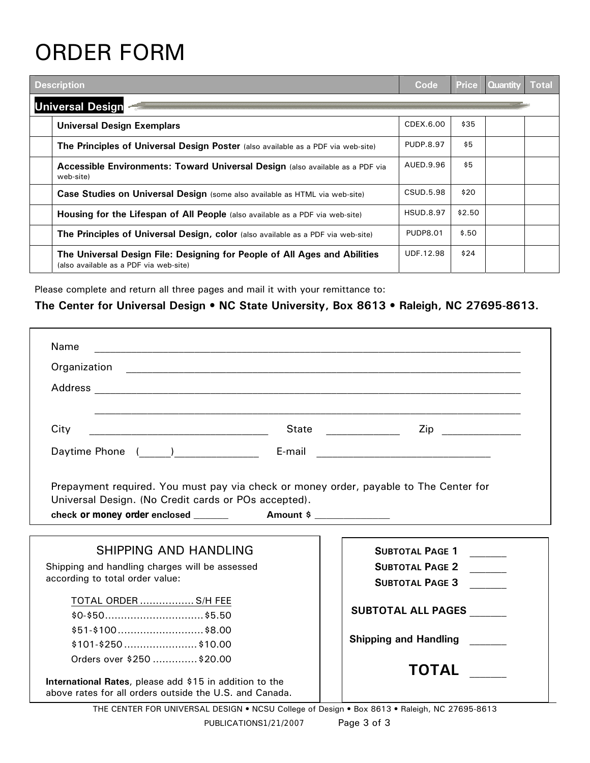# ORDER FORM

| Description | | Code | Price | Quantity | Total |
|---|---|---|---|---|---|
| **Universal Design** | | | | | |
| | **Universal Design Exemplars** | CDEX.6.00 | $35 | | |
| | **The Principles of Universal Design Poster** (also available as a PDF via web-site) | PUDP.8.97 | $5 | | |
| | **Accessible Environments: Toward Universal Design** (also available as a PDF via web-site) | AUED.9.96 | $5 | | |
| | **Case Studies on Universal Design** (some also available as HTML via web-site) | CSUD.5.98 | $20 | | |
| | **Housing for the Lifespan of All People** (also available as a PDF via web-site) | HSUD.8.97 | $2.50 | | |
| | **The Principles of Universal Design, color** (also available as a PDF via web-site) | PUDP8.01 | $.50 | | |
| | **The Universal Design File: Designing for People of All Ages and Abilities** (also available as a PDF via web-site) | UDF.12.98 | $24 | | |

Please complete and return all three pages and mail it with your remittance to:

**The Center for Universal Design • NC State University, Box 8613 • Raleigh, NC 27695-8613.**

Name ______________________________________________

Organization ______________________________________________

Address ______________________________________________

______________________________________________

City ____________________ State __________ Zip __________

Daytime Phone (_____)______________ E-mail ____________________

Prepayment required. You must pay via check or money order, payable to The Center for Universal Design. (No Credit cards or POs accepted).

**check or money order enclosed** ______ **Amount $** ____________

## SHIPPING AND HANDLING

Shipping and handling charges will be assessed according to total order value:

| TOTAL ORDER | S/H FEE |
|---|---|
| $0-$50 | $5.50 |
| $51-$100 | $8.00 |
| $101-$250 | $10.00 |
| Orders over $250 | $20.00 |

**International Rates**, please add $15 in addition to the above rates for all orders outside the U.S. and Canada.

**SUBTOTAL PAGE 1** ______

**SUBTOTAL PAGE 2** ______

**SUBTOTAL PAGE 3** ______

**SUBTOTAL ALL PAGES** ______

**Shipping and Handling** ______

**TOTAL** _____

THE CENTER FOR UNIVERSAL DESIGN • NCSU College of Design • Box 8613 • Raleigh, NC 27695-8613

PUBLICATIONS1/21/2007